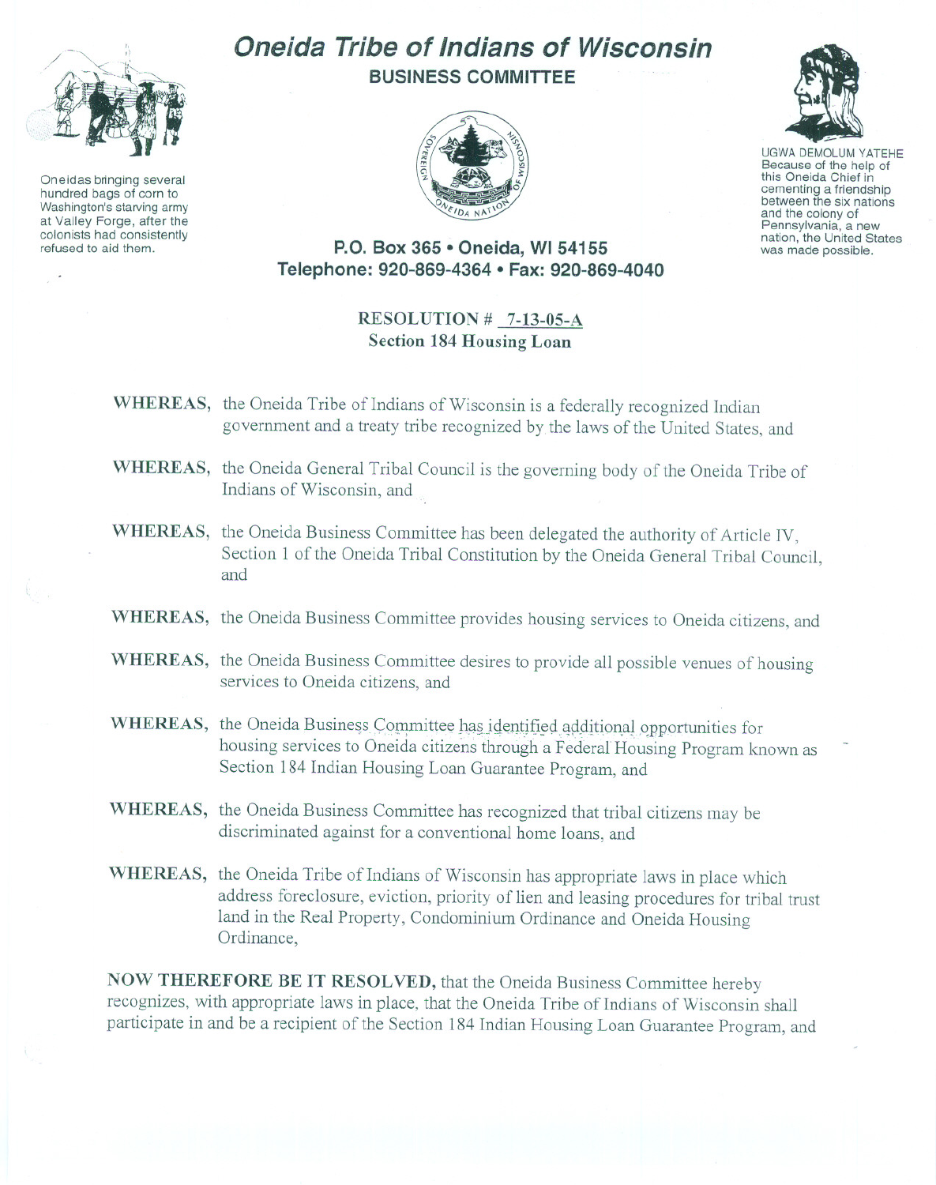# Oneida Tribe of Indians of Wisconsin

**BUSINESS COMMITTEE**

Oneidas bringing several hundred bags of corn to Washington's starving army at Valley Forge, after the colonists had consistently refused to aid them.

UGWA DEMOLUM YATEHE
Because of the help of this Oneida Chief in cementing a friendship between the six nations and the colony of Pennsylvania, a new nation, the United States was made possible.

**P.O. Box 365 • Oneida, WI 54155**
**Telephone: 920-869-4364 • Fax: 920-869-4040**

**RESOLUTION # 7-13-05-A**
**Section 184 Housing Loan**

**WHEREAS,** the Oneida Tribe of Indians of Wisconsin is a federally recognized Indian government and a treaty tribe recognized by the laws of the United States, and

**WHEREAS,** the Oneida General Tribal Council is the governing body of the Oneida Tribe of Indians of Wisconsin, and

**WHEREAS,** the Oneida Business Committee has been delegated the authority of Article IV, Section 1 of the Oneida Tribal Constitution by the Oneida General Tribal Council, and

**WHEREAS,** the Oneida Business Committee provides housing services to Oneida citizens, and

**WHEREAS,** the Oneida Business Committee desires to provide all possible venues of housing services to Oneida citizens, and

**WHEREAS,** the Oneida Business Committee has identified additional opportunities for housing services to Oneida citizens through a Federal Housing Program known as Section 184 Indian Housing Loan Guarantee Program, and

**WHEREAS,** the Oneida Business Committee has recognized that tribal citizens may be discriminated against for a conventional home loans, and

**WHEREAS,** the Oneida Tribe of Indians of Wisconsin has appropriate laws in place which address foreclosure, eviction, priority of lien and leasing procedures for tribal trust land in the Real Property, Condominium Ordinance and Oneida Housing Ordinance,

**NOW THEREFORE BE IT RESOLVED,** that the Oneida Business Committee hereby recognizes, with appropriate laws in place, that the Oneida Tribe of Indians of Wisconsin shall participate in and be a recipient of the Section 184 Indian Housing Loan Guarantee Program, and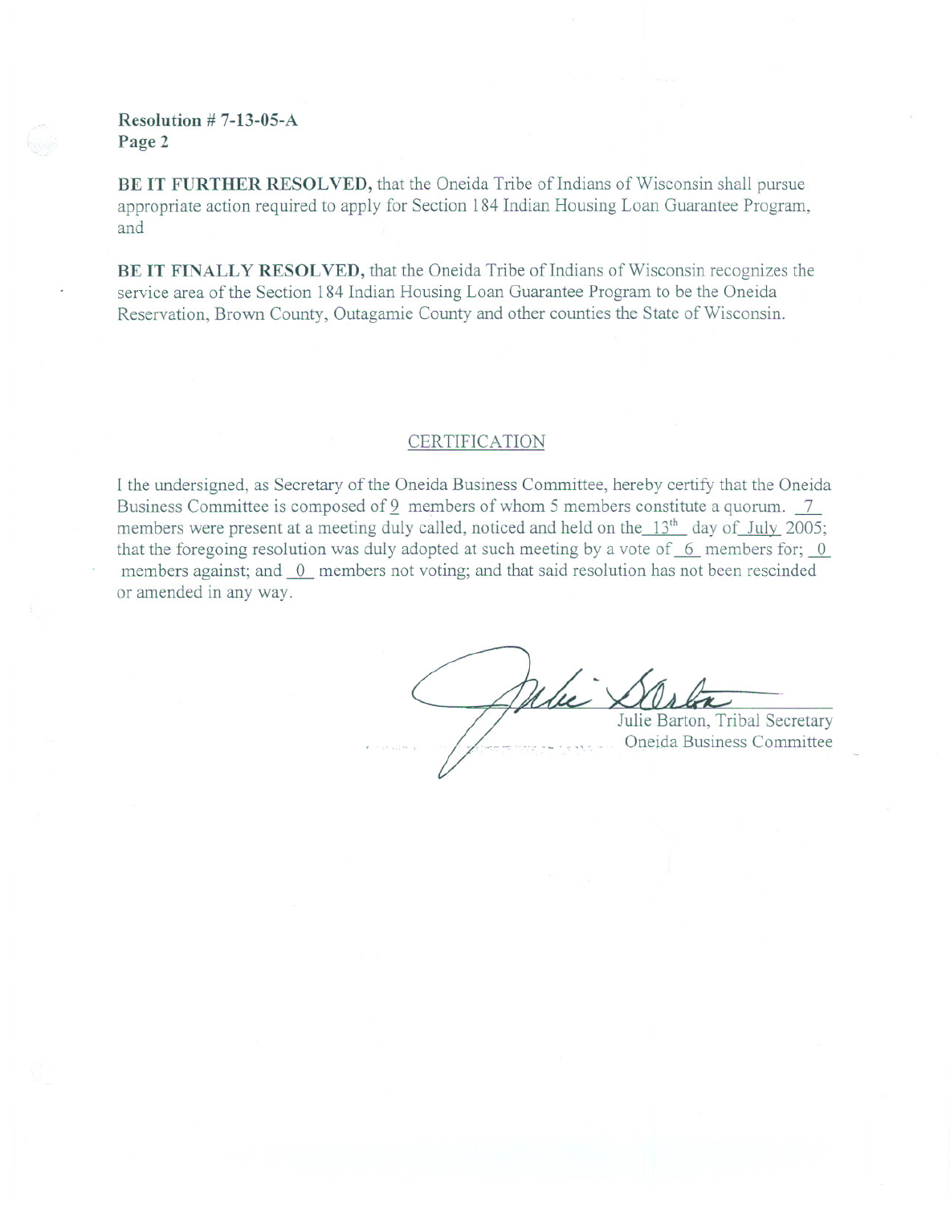**Resolution # 7-13-05-A**
**Page 2**

**BE IT FURTHER RESOLVED,** that the Oneida Tribe of Indians of Wisconsin shall pursue appropriate action required to apply for Section 184 Indian Housing Loan Guarantee Program, and

**BE IT FINALLY RESOLVED,** that the Oneida Tribe of Indians of Wisconsin recognizes the service area of the Section 184 Indian Housing Loan Guarantee Program to be the Oneida Reservation, Brown County, Outagamie County and other counties the State of Wisconsin.

## CERTIFICATION

I the undersigned, as Secretary of the Oneida Business Committee, hereby certify that the Oneida Business Committee is composed of 9 members of whom 5 members constitute a quorum. 7 members were present at a meeting duly called, noticed and held on the 13th day of July 2005; that the foregoing resolution was duly adopted at such meeting by a vote of 6 members for; 0 members against; and 0 members not voting; and that said resolution has not been rescinded or amended in any way.

Julie Barton, Tribal Secretary
Oneida Business Committee